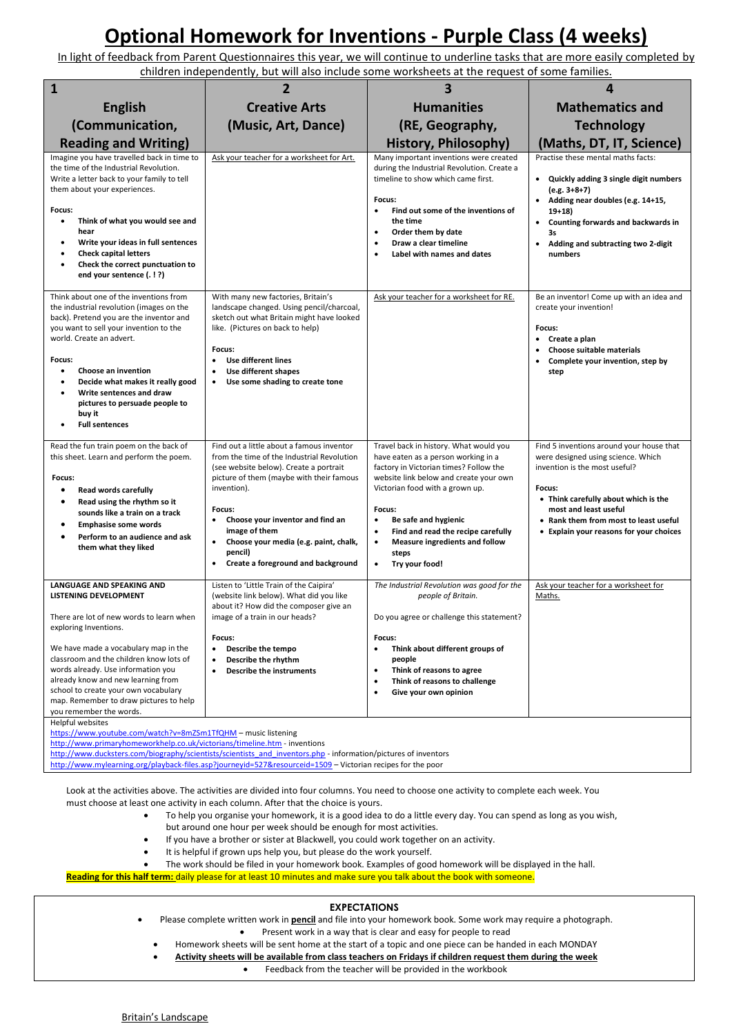# Optional Homework for Inventions - Purple Class (4 weeks)

In light of feedback from Parent Questionnaires this year, we will continue to underline tasks that are more easily completed by children independently, but will also include some worksheets at the request of some families.

| 1<br>**English (Communication, Reading and Writing)** | 2<br>**Creative Arts (Music, Art, Dance)** | 3<br>**Humanities (RE, Geography, History, Philosophy)** | 4<br>**Mathematics and Technology (Maths, DT, IT, Science)** |
|---|---|---|---|
| Imagine you have travelled back in time to the time of the Industrial Revolution. Write a letter back to your family to tell them about your experiences.<br><br>**Focus:**<br>• **Think of what you would see and hear**<br>• **Write your ideas in full sentences**<br>• **Check capital letters**<br>• **Check the correct punctuation to end your sentence (. ! ?)** | Ask your teacher for a worksheet for Art. | Many important inventions were created during the Industrial Revolution. Create a timeline to show which came first.<br><br>**Focus:**<br>• **Find out some of the inventions of the time**<br>• **Order them by date**<br>• **Draw a clear timeline**<br>• **Label with names and dates** | Practise these mental maths facts:<br><br>• **Quickly adding 3 single digit numbers (e.g. 3+8+7)**<br>• **Adding near doubles (e.g. 14+15, 19+18)**<br>• **Counting forwards and backwards in 3s**<br>• **Adding and subtracting two 2-digit numbers** |
| Think about one of the inventions from the industrial revolution (images on the back). Pretend you are the inventor and you want to sell your invention to the world. Create an advert.<br><br>**Focus:**<br>• **Choose an invention**<br>• **Decide what makes it really good**<br>• **Write sentences and draw pictures to persuade people to buy it**<br>• **Full sentences** | With many new factories, Britain's landscape changed. Using pencil/charcoal, sketch out what Britain might have looked like. (Pictures on back to help)<br><br>**Focus:**<br>• **Use different lines**<br>• **Use different shapes**<br>• **Use some shading to create tone** | Ask your teacher for a worksheet for RE. | Be an inventor! Come up with an idea and create your invention!<br><br>**Focus:**<br>• **Create a plan**<br>• **Choose suitable materials**<br>• **Complete your invention, step by step** |
| Read the fun train poem on the back of this sheet. Learn and perform the poem.<br><br>**Focus:**<br>• **Read words carefully**<br>• **Read using the rhythm so it sounds like a train on a track**<br>• **Emphasise some words**<br>• **Perform to an audience and ask them what they liked** | Find out a little about a famous inventor from the time of the Industrial Revolution (see website below). Create a portrait picture of them (maybe with their famous invention).<br><br>**Focus:**<br>• **Choose your inventor and find an image of them**<br>• **Choose your media (e.g. paint, chalk, pencil)**<br>• **Create a foreground and background** | Travel back in history. What would you have eaten as a person working in a factory in Victorian times? Follow the website link below and create your own Victorian food with a grown up.<br><br>**Focus:**<br>• **Be safe and hygienic**<br>• **Find and read the recipe carefully**<br>• **Measure ingredients and follow steps**<br>• **Try your food!** | Find 5 inventions around your house that were designed using science. Which invention is the most useful?<br><br>**Focus:**<br>• **Think carefully about which is the most and least useful**<br>• **Rank them from most to least useful**<br>• **Explain your reasons for your choices** |
| **LANGUAGE AND SPEAKING AND LISTENING DEVELOPMENT**<br><br>There are lot of new words to learn when exploring Inventions.<br><br>We have made a vocabulary map in the classroom and the children know lots of words already. Use information you already know and new learning from school to create your own vocabulary map. Remember to draw pictures to help you remember the words. | Listen to 'Little Train of the Caipira' (website link below). What did you like about it? How did the composer give an image of a train in our heads?<br><br>**Focus:**<br>• **Describe the tempo**<br>• **Describe the rhythm**<br>• **Describe the instruments** | *The Industrial Revolution was good for the people of Britain.*<br><br>Do you agree or challenge this statement?<br><br>**Focus:**<br>• **Think about different groups of people**<br>• **Think of reasons to agree**<br>• **Think of reasons to challenge**<br>• **Give your own opinion** | Ask your teacher for a worksheet for Maths. |

Helpful websites
https://www.youtube.com/watch?v=8mZSm1TfQHM – music listening
http://www.primaryhomeworkhelp.co.uk/victorians/timeline.htm - inventions
http://www.ducksters.com/biography/scientists/scientists_and_inventors.php - information/pictures of inventors
http://www.mylearning.org/playback-files.asp?journeyid=527&resourceid=1509 – Victorian recipes for the poor

Look at the activities above. The activities are divided into four columns. You need to choose one activity to complete each week. You must choose at least one activity in each column. After that the choice is yours.

- To help you organise your homework, it is a good idea to do a little every day. You can spend as long as you wish, but around one hour per week should be enough for most activities.
- If you have a brother or sister at Blackwell, you could work together on an activity.
- It is helpful if grown ups help you, but please do the work yourself.
- The work should be filed in your homework book. Examples of good homework will be displayed in the hall.

**Reading for this half term:** daily please for at least 10 minutes and make sure you talk about the book with someone.

**EXPECTATIONS**

- Please complete written work in **pencil** and file into your homework book. Some work may require a photograph.
- Present work in a way that is clear and easy for people to read
- Homework sheets will be sent home at the start of a topic and one piece can be handed in each MONDAY
- **Activity sheets will be available from class teachers on Fridays if children request them during the week**
- Feedback from the teacher will be provided in the workbook

Britain's Landscape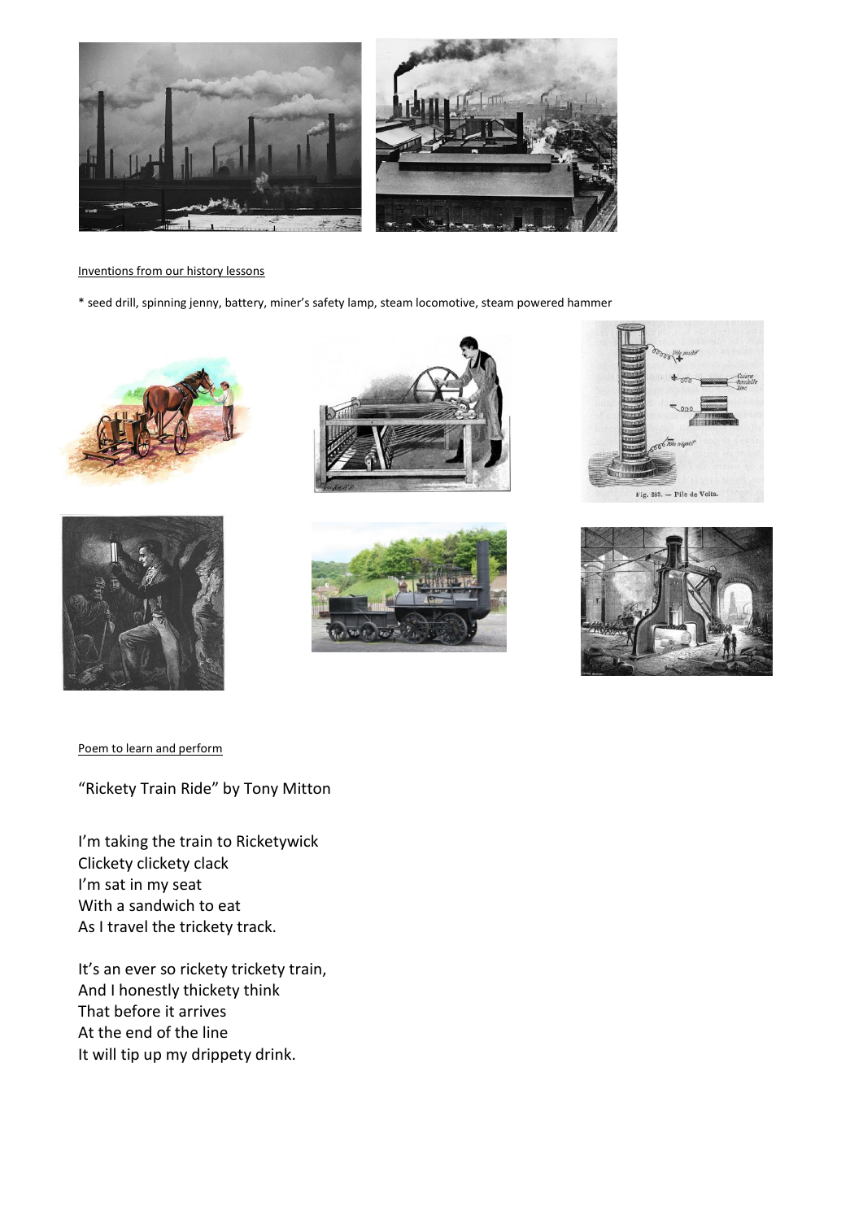Inventions from our history lessons

* seed drill, spinning jenny, battery, miner's safety lamp, steam locomotive, steam powered hammer

Poem to learn and perform

"Rickety Train Ride" by Tony Mitton

I'm taking the train to Ricketywick
Clickety clickety clack
I'm sat in my seat
With a sandwich to eat
As I travel the trickety track.

It's an ever so rickety trickety train,
And I honestly thickety think
That before it arrives
At the end of the line
It will tip up my drippety drink.